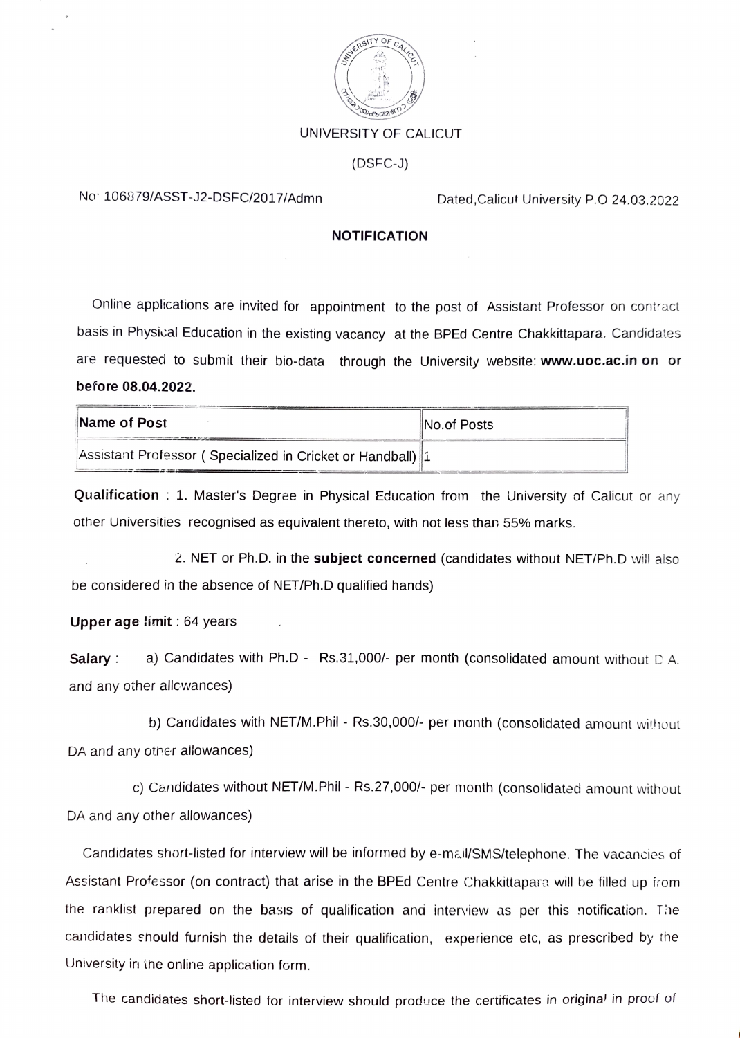UNIVERSITY OF CALICUT

(DSFC-J)

No: 106879/ASST-J2-DSFC/2017/Admn

Dated,Calicut University P.O 24.03.2022

## NOTIFICATION

Online applications are invited for appointment to the post of Assistant Professor on contract basis in Physical Education in the existing vacancy at the BPEd Centre Chakkittapara. Candidates are requested to submit their bio-data through the University website: **www.uoc.ac.in on or before 08.04.2022.**

| Name of Post | No.of Posts |
| --- | --- |
| Assistant Professor ( Specialized in Cricket or Handball) | 1 |

**Qualification** : 1. Master's Degree in Physical Education from the University of Calicut or any other Universities recognised as equivalent thereto, with not less than 55% marks.

2. NET or Ph.D. in the **subject concerned** (candidates without NET/Ph.D will also be considered in the absence of NET/Ph.D qualified hands)

**Upper age limit** : 64 years

**Salary** : a) Candidates with Ph.D - Rs.31,000/- per month (consolidated amount without D A. and any other allowances)

b) Candidates with NET/M.Phil - Rs.30,000/- per month (consolidated amount without DA and any other allowances)

c) Candidates without NET/M.Phil - Rs.27,000/- per month (consolidated amount without DA and any other allowances)

Candidates short-listed for interview will be informed by e-mail/SMS/telephone. The vacancies of Assistant Professor (on contract) that arise in the BPEd Centre Chakkittapara will be filled up from the ranklist prepared on the basis of qualification and interview as per this notification. The candidates should furnish the details of their qualification, experience etc, as prescribed by the University in the online application form.

The candidates short-listed for interview should produce the certificates in original in proof of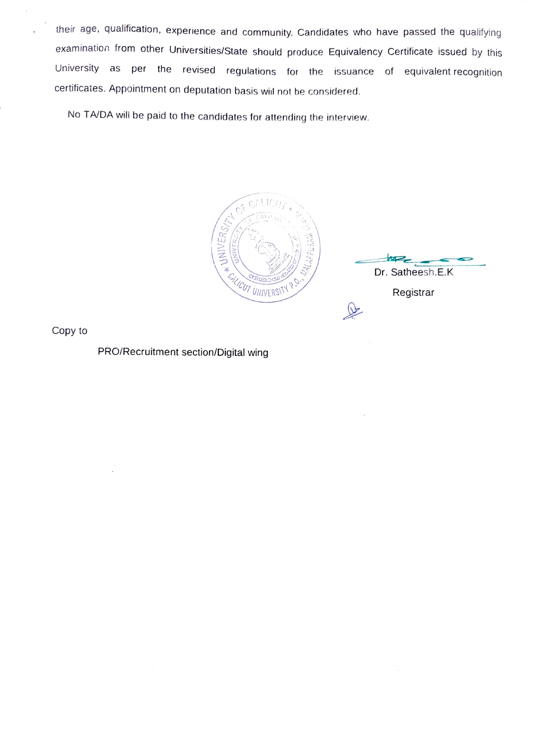their age, qualification, experience and community. Candidates who have passed the qualifying examination from other Universities/State should produce Equivalency Certificate issued by this University as per the revised regulations for the issuance of equivalent recognition certificates. Appointment on deputation basis will not be considered.

No TA/DA will be paid to the candidates for attending the interview.

Dr. Satheesh.E.K

Registrar

Copy to

PRO/Recruitment section/Digital wing